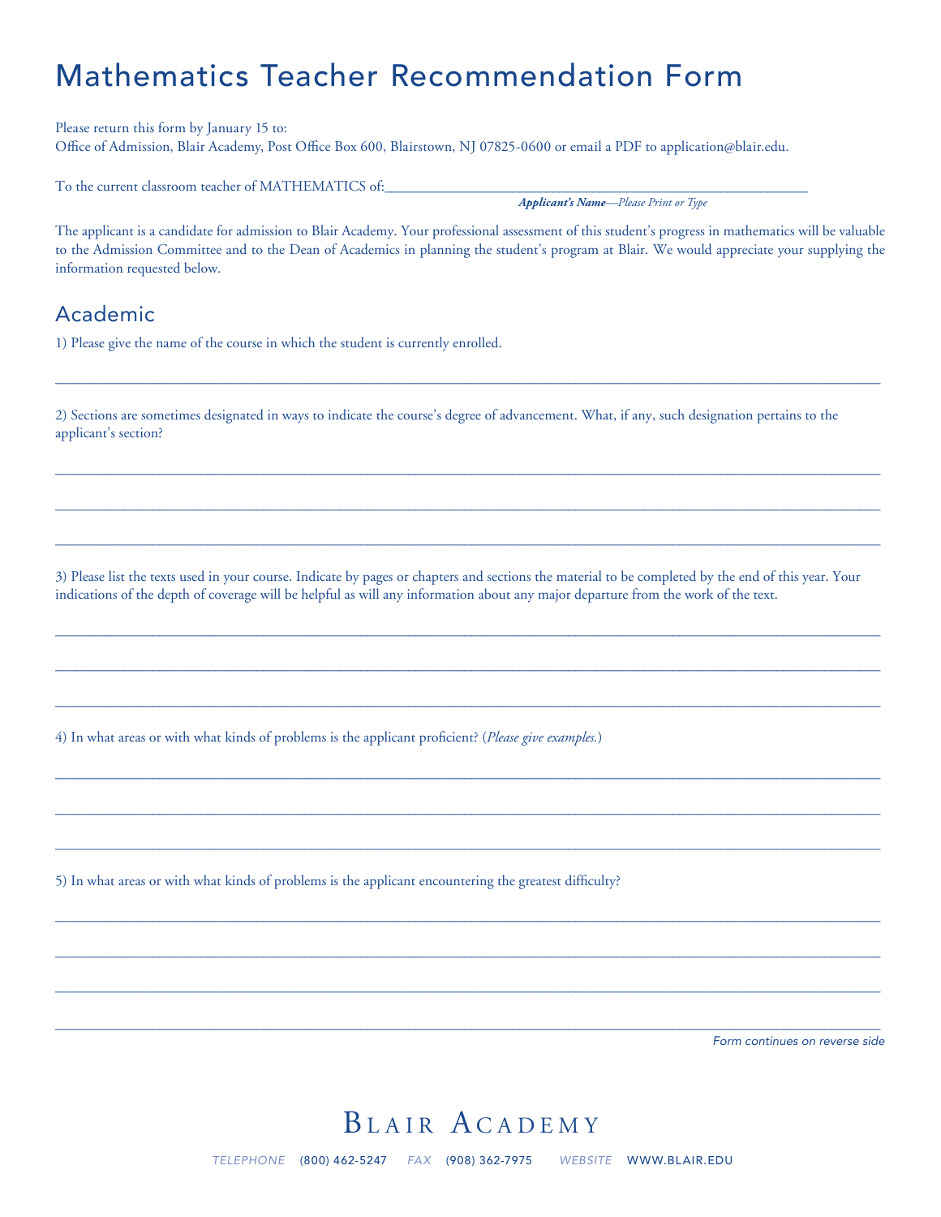# Mathematics Teacher Recommendation Form

Please return this form by January 15 to:
Office of Admission, Blair Academy, Post Office Box 600, Blairstown, NJ 07825-0600 or email a PDF to application@blair.edu.

To the current classroom teacher of MATHEMATICS of:_______________________________________________

***Applicant's Name****—Please Print or Type*

The applicant is a candidate for admission to Blair Academy. Your professional assessment of this student's progress in mathematics will be valuable to the Admission Committee and to the Dean of Academics in planning the student's program at Blair. We would appreciate your supplying the information requested below.

## Academic

1) Please give the name of the course in which the student is currently enrolled.

_______________________________________________

2) Sections are sometimes designated in ways to indicate the course's degree of advancement. What, if any, such designation pertains to the applicant's section?

_______________________________________________

_______________________________________________

_______________________________________________

3) Please list the texts used in your course. Indicate by pages or chapters and sections the material to be completed by the end of this year. Your indications of the depth of coverage will be helpful as will any information about any major departure from the work of the text.

_______________________________________________

_______________________________________________

_______________________________________________

4) In what areas or with what kinds of problems is the applicant proficient? (*Please give examples.*)

_______________________________________________

_______________________________________________

_______________________________________________

5) In what areas or with what kinds of problems is the applicant encountering the greatest difficulty?

_______________________________________________

_______________________________________________

_______________________________________________

_______________________________________________

*Form continues on reverse side*

Blair Academy

TELEPHONE (800) 462-5247 FAX (908) 362-7975 WEBSITE WWW.BLAIR.EDU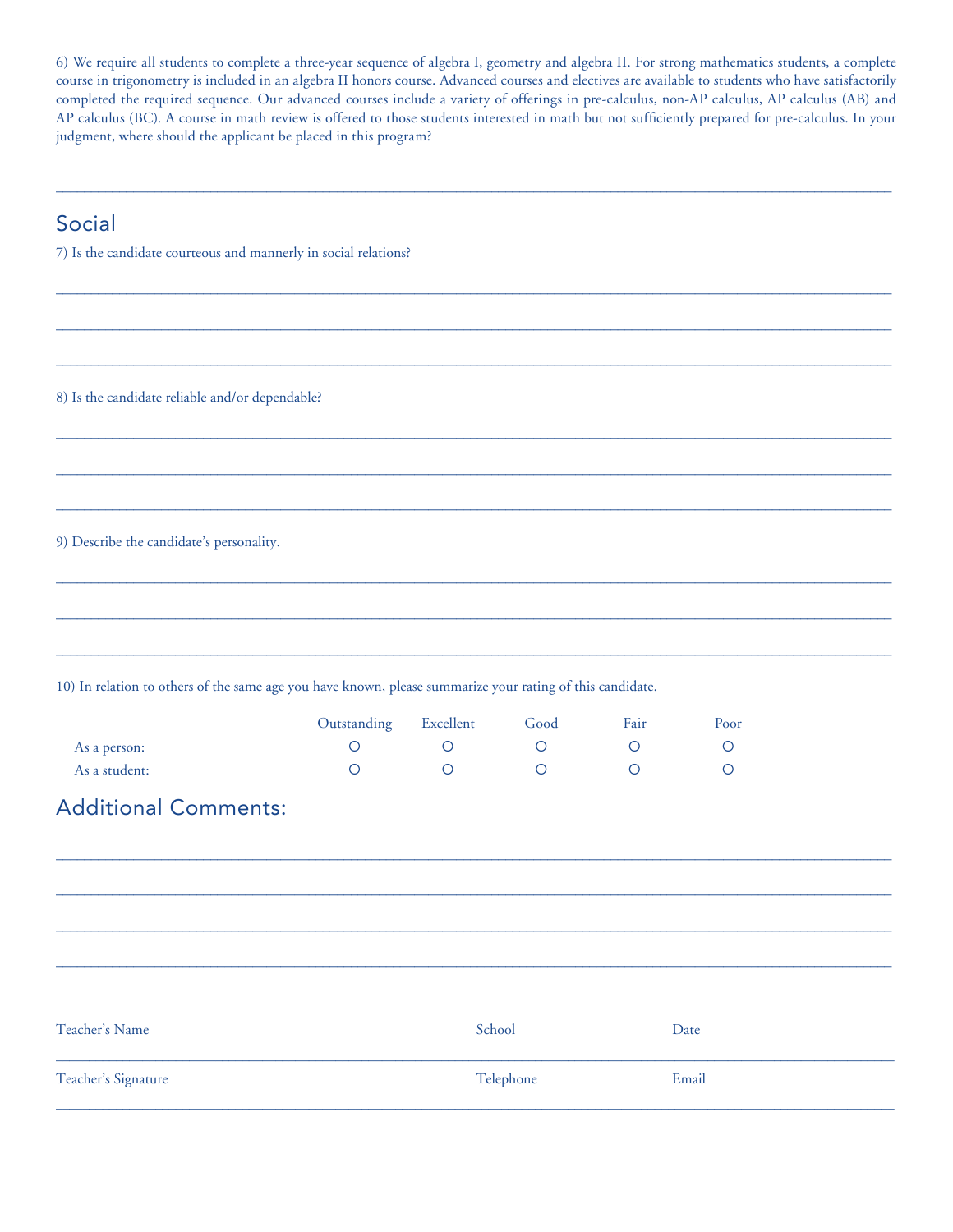6) We require all students to complete a three-year sequence of algebra I, geometry and algebra II. For strong mathematics students, a complete course in trigonometry is included in an algebra II honors course. Advanced courses and electives are available to students who have satisfactorily completed the required sequence. Our advanced courses include a variety of offerings in pre-calculus, non-AP calculus, AP calculus (AB) and AP calculus (BC). A course in math review is offered to those students interested in math but not sufficiently prepared for pre-calculus. In your judgment, where should the applicant be placed in this program?

______________________________________________________________________________

## Social

7) Is the candidate courteous and mannerly in social relations?

______________________________________________________________________________

______________________________________________________________________________

______________________________________________________________________________

8) Is the candidate reliable and/or dependable?

______________________________________________________________________________

______________________________________________________________________________

______________________________________________________________________________

9) Describe the candidate's personality.

______________________________________________________________________________

______________________________________________________________________________

______________________________________________________________________________

10) In relation to others of the same age you have known, please summarize your rating of this candidate.

| | Outstanding | Excellent | Good | Fair | Poor |
|---|---|---|---|---|---|
| As a person: | ○ | ○ | ○ | ○ | ○ |
| As a student: | ○ | ○ | ○ | ○ | ○ |

## Additional Comments:

______________________________________________________________________________

______________________________________________________________________________

______________________________________________________________________________

______________________________________________________________________________

Teacher's Name　　　　　　　　　　School　　　　　　　　　　Date

______________________________________________________________________________

Teacher's Signature　　　　　　　　　　Telephone　　　　　　　　　　Email

______________________________________________________________________________